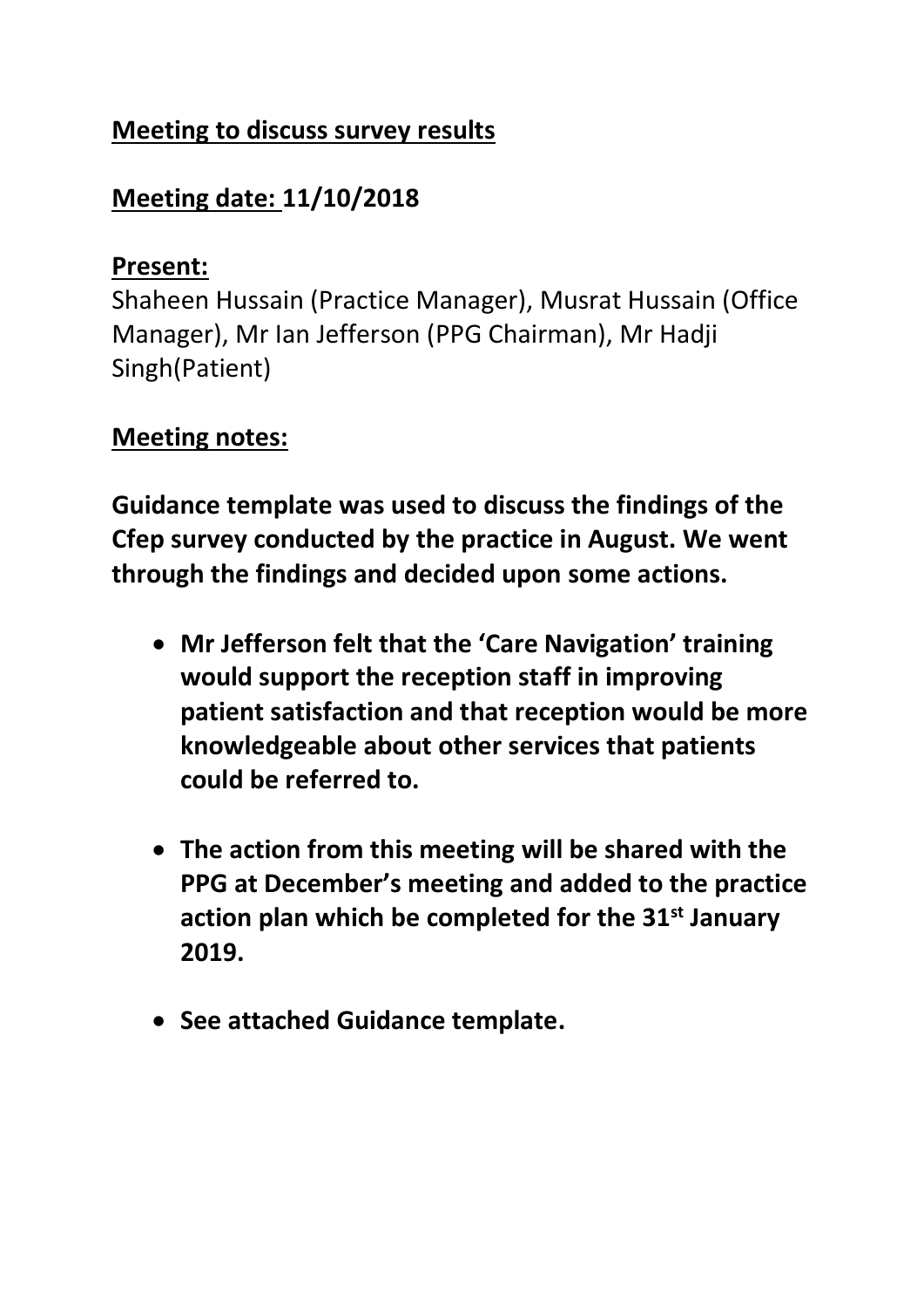**Meeting to discuss survey results**

**Meeting date: 11/10/2018**

**Present:**

Shaheen Hussain (Practice Manager), Musrat Hussain (Office Manager), Mr Ian Jefferson (PPG Chairman), Mr Hadji Singh(Patient)

**Meeting notes:**

**Guidance template was used to discuss the findings of the Cfep survey conducted by the practice in August. We went through the findings and decided upon some actions.**

- **Mr Jefferson felt that the 'Care Navigation' training would support the reception staff in improving patient satisfaction and that reception would be more knowledgeable about other services that patients could be referred to.**
- **The action from this meeting will be shared with the PPG at December's meeting and added to the practice action plan which be completed for the 31st January 2019.**
- **See attached Guidance template.**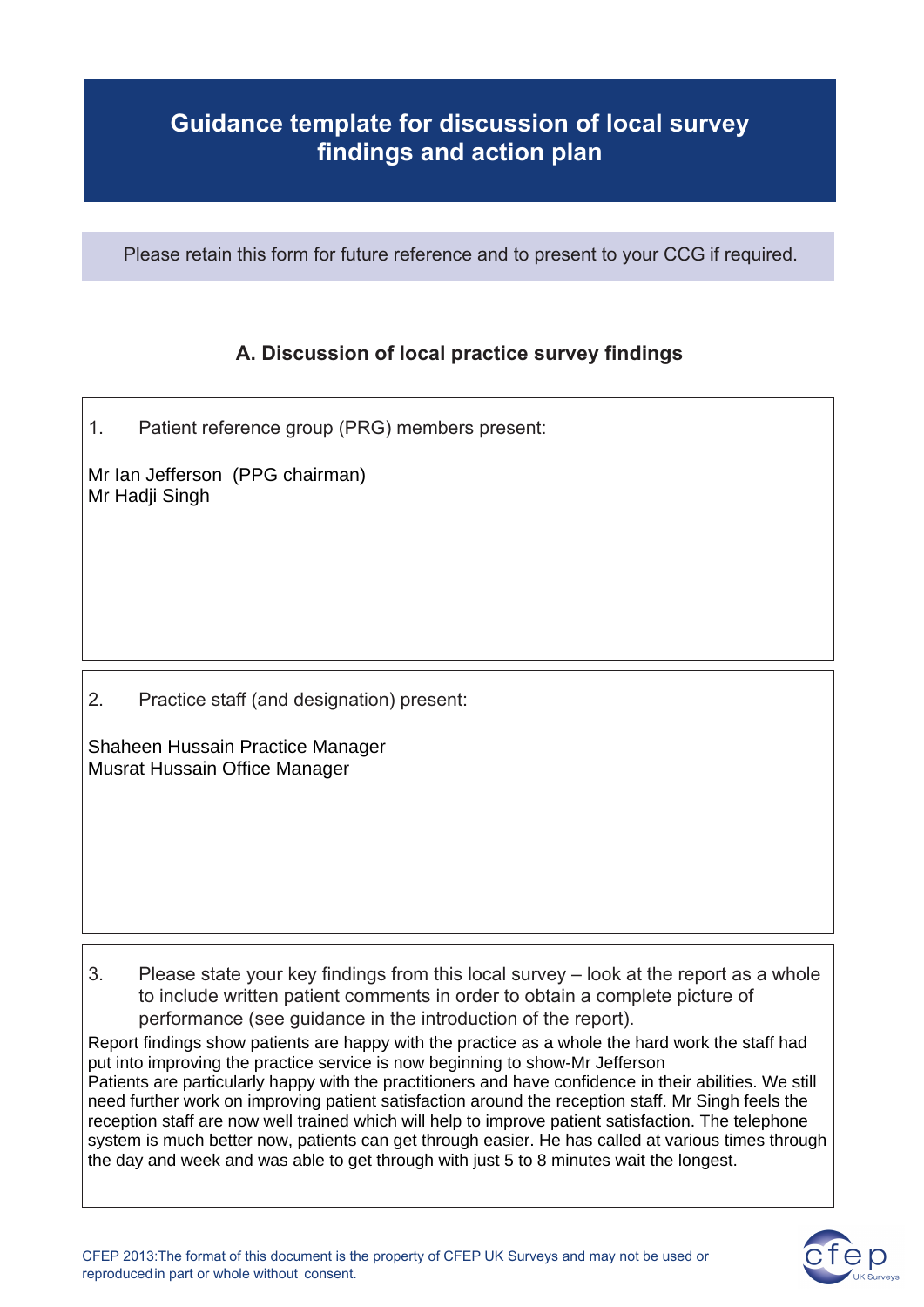# Guidance template for discussion of local survey findings and action plan

Please retain this form for future reference and to present to your CCG if required.

## A. Discussion of local practice survey findings

1. Patient reference group (PRG) members present:

Mr Ian Jefferson (PPG chairman)
Mr Hadji Singh

2. Practice staff (and designation) present:

Shaheen Hussain Practice Manager
Musrat Hussain Office Manager

3. Please state your key findings from this local survey – look at the report as a whole to include written patient comments in order to obtain a complete picture of performance (see guidance in the introduction of the report).

Report findings show patients are happy with the practice as a whole the hard work the staff had put into improving the practice service is now beginning to show-Mr Jefferson
Patients are particularly happy with the practitioners and have confidence in their abilities. We still need further work on improving patient satisfaction around the reception staff. Mr Singh feels the reception staff are now well trained which will help to improve patient satisfaction. The telephone system is much better now, patients can get through easier. He has called at various times through the day and week and was able to get through with just 5 to 8 minutes wait the longest.

CFEP 2013:The format of this document is the property of CFEP UK Surveys and may not be used or reproduced in part or whole without consent.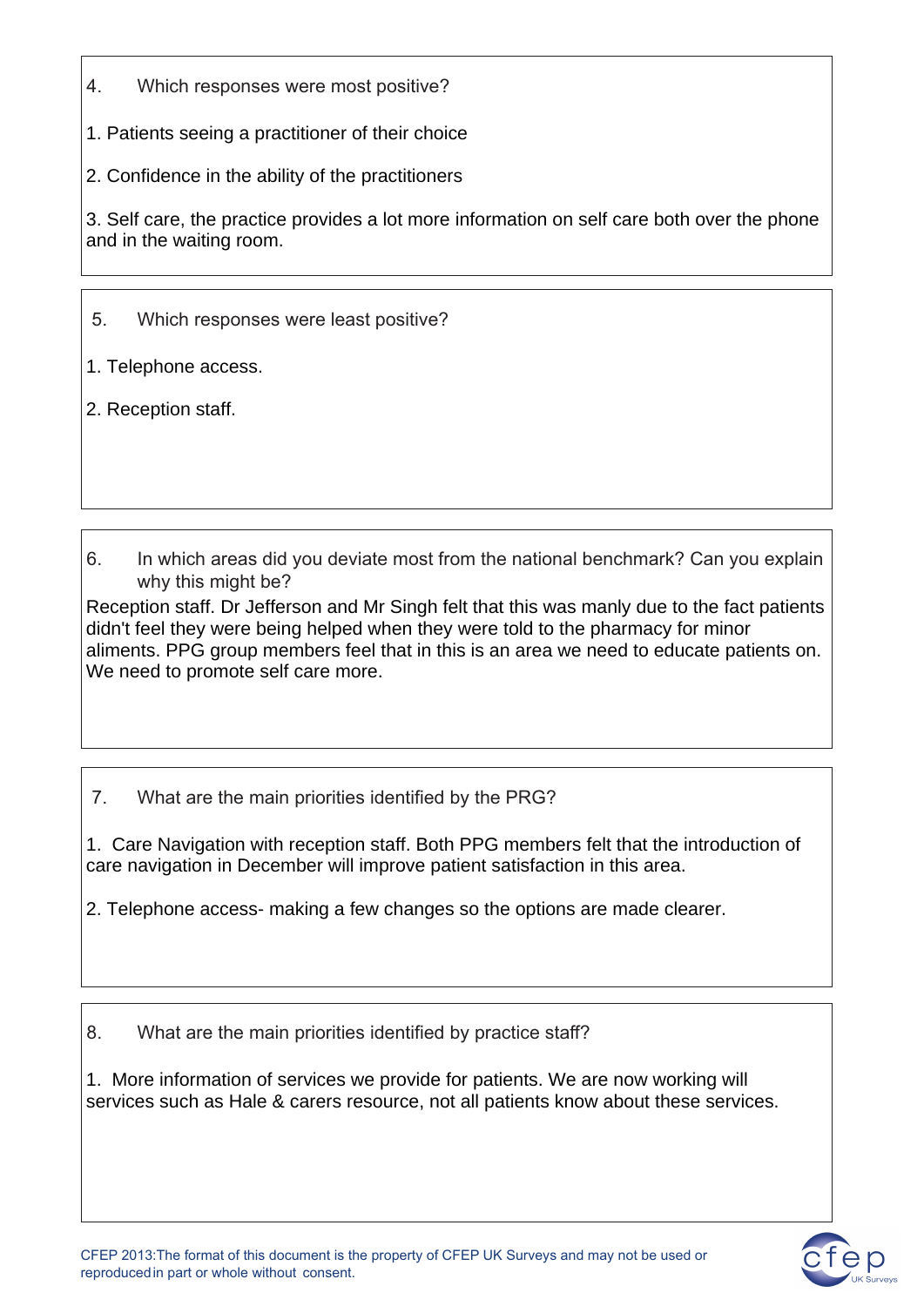4. Which responses were most positive?

1. Patients seeing a practitioner of their choice

2. Confidence in the ability of the practitioners

3. Self care, the practice provides a lot more information on self care both over the phone and in the waiting room.

5. Which responses were least positive?

1. Telephone access.

2. Reception staff.

6. In which areas did you deviate most from the national benchmark? Can you explain why this might be?

Reception staff. Dr Jefferson and Mr Singh felt that this was manly due to the fact patients didn't feel they were being helped when they were told to the pharmacy for minor aliments. PPG group members feel that in this is an area we need to educate patients on. We need to promote self care more.

7. What are the main priorities identified by the PRG?

1. Care Navigation with reception staff. Both PPG members felt that the introduction of care navigation in December will improve patient satisfaction in this area.

2. Telephone access- making a few changes so the options are made clearer.

8. What are the main priorities identified by practice staff?

1. More information of services we provide for patients. We are now working will services such as Hale & carers resource, not all patients know about these services.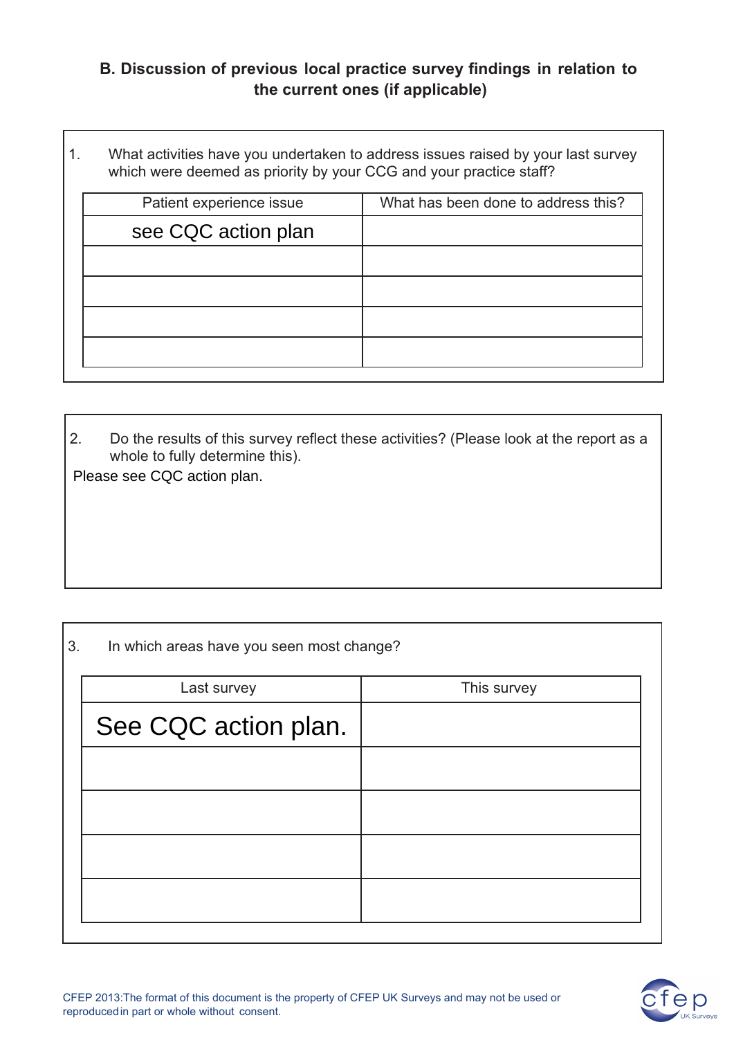## B. Discussion of previous local practice survey findings in relation to the current ones (if applicable)

1. What activities have you undertaken to address issues raised by your last survey which were deemed as priority by your CCG and your practice staff?

| Patient experience issue | What has been done to address this? |
|---|---|
| see CQC action plan | |
| | |
| | |
| | |
| | |

2. Do the results of this survey reflect these activities? (Please look at the report as a whole to fully determine this).

Please see CQC action plan.

3. In which areas have you seen most change?

| Last survey | This survey |
|---|---|
| See CQC action plan. | |
| | |
| | |
| | |
| | |

CFEP 2013:The format of this document is the property of CFEP UK Surveys and may not be used or reproduced in part or whole without consent.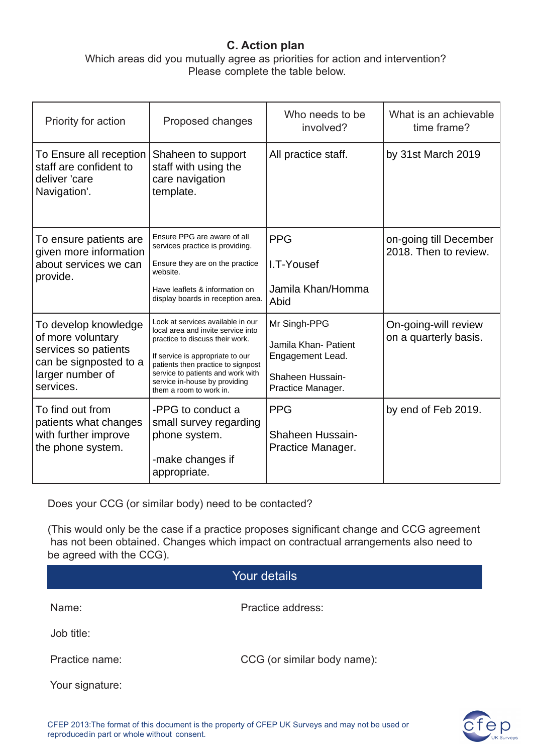## C. Action plan

Which areas did you mutually agree as priorities for action and intervention?
Please complete the table below.

| Priority for action | Proposed changes | Who needs to be involved? | What is an achievable time frame? |
|---|---|---|---|
| To Ensure all reception staff are confident to deliver 'care Navigation'. | Shaheen to support staff with using the care navigation template. | All practice staff. | by 31st March 2019 |
| To ensure patients are given more information about services we can provide. | Ensure PPG are aware of all services practice is providing.<br><br>Ensure they are on the practice website.<br><br>Have leaflets & information on display boards in reception area. | PPG<br><br>I.T-Yousef<br><br>Jamila Khan/Homma Abid | on-going till December 2018. Then to review. |
| To develop knowledge of more voluntary services so patients can be signposted to a larger number of services. | Look at services available in our local area and invite service into practice to discuss their work.<br><br>If service is appropriate to our patients then practice to signpost service to patients and work with service in-house by providing them a room to work in. | Mr Singh-PPG<br><br>Jamila Khan- Patient Engagement Lead.<br><br>Shaheen Hussain-Practice Manager. | On-going-will review on a quarterly basis. |
| To find out from patients what changes with further improve the phone system. | -PPG to conduct a small survey regarding phone system.<br><br>-make changes if appropriate. | PPG<br><br>Shaheen Hussain-Practice Manager. | by end of Feb 2019. |

Does your CCG (or similar body) need to be contacted?

(This would only be the case if a practice proposes significant change and CCG agreement has not been obtained. Changes which impact on contractual arrangements also need to be agreed with the CCG).

### Your details

Name:

Practice address:

Job title:

Practice name:

CCG (or similar body name):

Your signature:

CFEP 2013:The format of this document is the property of CFEP UK Surveys and may not be used or reproduced in part or whole without consent.

cfep UK Surveys